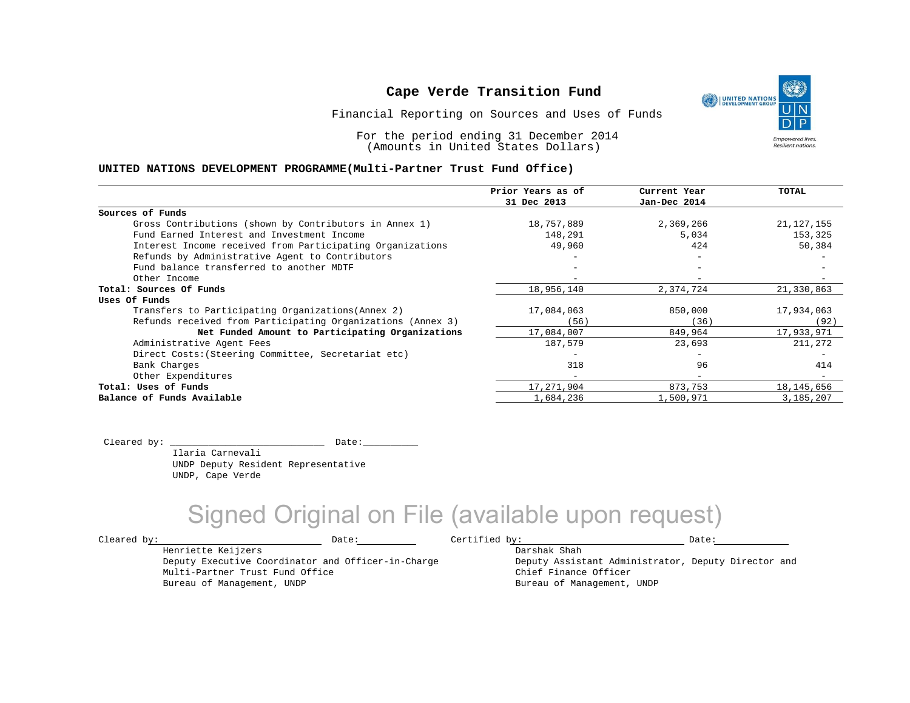# Cape Verde Transition Fund

Financial Reporting on Sources and Uses of Funds

For the period ending 31 December 2014
(Amounts in United States Dollars)

## UNITED NATIONS DEVELOPMENT PROGRAMME(Multi-Partner Trust Fund Office)

| | Prior Years as of 31 Dec 2013 | Current Year Jan-Dec 2014 | TOTAL |
|---|---|---|---|
| **Sources of Funds** | | | |
| Gross Contributions (shown by Contributors in Annex 1) | 18,757,889 | 2,369,266 | 21,127,155 |
| Fund Earned Interest and Investment Income | 148,291 | 5,034 | 153,325 |
| Interest Income received from Participating Organizations | 49,960 | 424 | 50,384 |
| Refunds by Administrative Agent to Contributors | - | - | - |
| Fund balance transferred to another MDTF | - | - | - |
| Other Income | - | - | - |
| **Total: Sources Of Funds** | 18,956,140 | 2,374,724 | 21,330,863 |
| **Uses Of Funds** | | | |
| Transfers to Participating Organizations(Annex 2) | 17,084,063 | 850,000 | 17,934,063 |
| Refunds received from Participating Organizations (Annex 3) | (56) | (36) | (92) |
| **Net Funded Amount to Participating Organizations** | 17,084,007 | 849,964 | 17,933,971 |
| Administrative Agent Fees | 187,579 | 23,693 | 211,272 |
| Direct Costs:(Steering Committee, Secretariat etc) | - | - | - |
| Bank Charges | 318 | 96 | 414 |
| Other Expenditures | - | - | - |
| **Total: Uses of Funds** | 17,271,904 | 873,753 | 18,145,656 |
| **Balance of Funds Available** | 1,684,236 | 1,500,971 | 3,185,207 |

Cleared by: ____________________________ Date:__________
Ilaria Carnevali
UNDP Deputy Resident Representative
UNDP, Cape Verde

Signed Original on File (available upon request)

Cleared by: ____________________________ Date:__________
Henriette Keijzers
Deputy Executive Coordinator and Officer-in-Charge
Multi-Partner Trust Fund Office
Bureau of Management, UNDP

Certified by: ____________________________ Date:__________
Darshak Shah
Deputy Assistant Administrator, Deputy Director and Chief Finance Officer
Bureau of Management, UNDP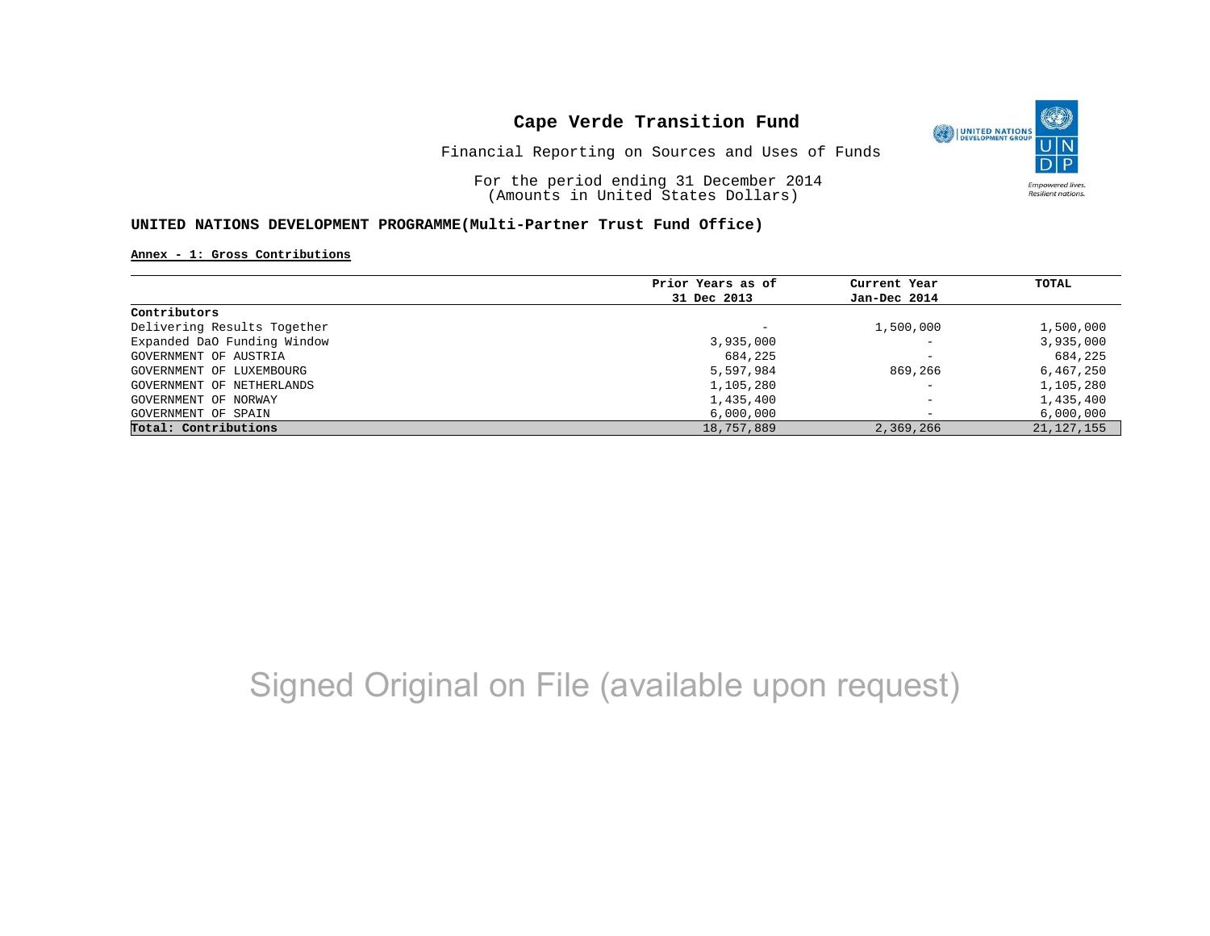# Cape Verde Transition Fund

Financial Reporting on Sources and Uses of Funds

For the period ending 31 December 2014
(Amounts in United States Dollars)

**UNITED NATIONS DEVELOPMENT PROGRAMME(Multi-Partner Trust Fund Office)**

**Annex - 1: Gross Contributions**

| | Prior Years as of 31 Dec 2013 | Current Year Jan-Dec 2014 | TOTAL |
|---|---|---|---|
| **Contributors** | | | |
| Delivering Results Together | - | 1,500,000 | 1,500,000 |
| Expanded DaO Funding Window | 3,935,000 | - | 3,935,000 |
| GOVERNMENT OF AUSTRIA | 684,225 | - | 684,225 |
| GOVERNMENT OF LUXEMBOURG | 5,597,984 | 869,266 | 6,467,250 |
| GOVERNMENT OF NETHERLANDS | 1,105,280 | - | 1,105,280 |
| GOVERNMENT OF NORWAY | 1,435,400 | - | 1,435,400 |
| GOVERNMENT OF SPAIN | 6,000,000 | - | 6,000,000 |
| **Total: Contributions** | 18,757,889 | 2,369,266 | 21,127,155 |

Signed Original on File (available upon request)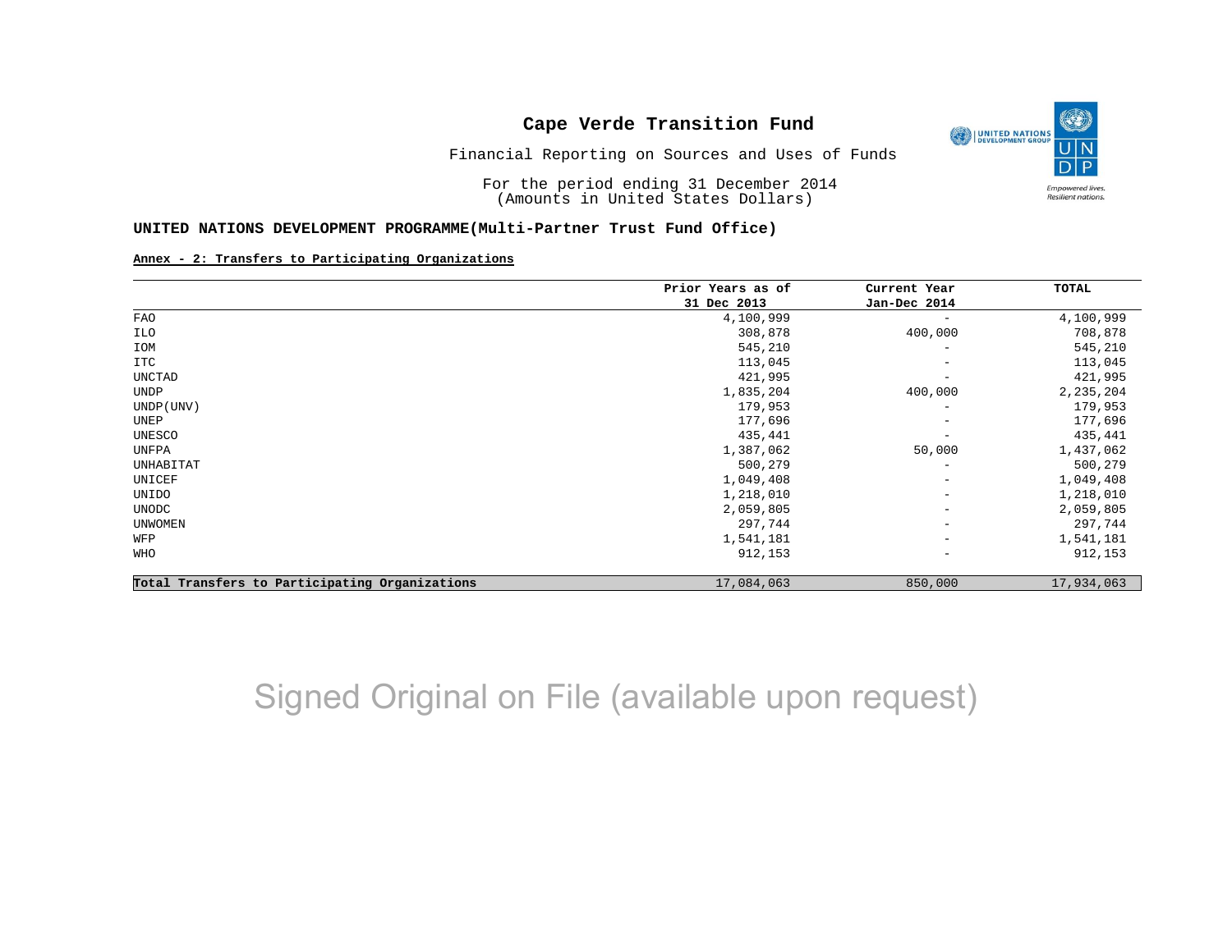# Cape Verde Transition Fund

Financial Reporting on Sources and Uses of Funds

For the period ending 31 December 2014
(Amounts in United States Dollars)

**UNITED NATIONS DEVELOPMENT PROGRAMME(Multi-Partner Trust Fund Office)**

**Annex - 2: Transfers to Participating Organizations**

| | Prior Years as of 31 Dec 2013 | Current Year Jan-Dec 2014 | TOTAL |
|---|---|---|---|
| FAO | 4,100,999 | - | 4,100,999 |
| ILO | 308,878 | 400,000 | 708,878 |
| IOM | 545,210 | - | 545,210 |
| ITC | 113,045 | - | 113,045 |
| UNCTAD | 421,995 | - | 421,995 |
| UNDP | 1,835,204 | 400,000 | 2,235,204 |
| UNDP(UNV) | 179,953 | - | 179,953 |
| UNEP | 177,696 | - | 177,696 |
| UNESCO | 435,441 | - | 435,441 |
| UNFPA | 1,387,062 | 50,000 | 1,437,062 |
| UNHABITAT | 500,279 | - | 500,279 |
| UNICEF | 1,049,408 | - | 1,049,408 |
| UNIDO | 1,218,010 | - | 1,218,010 |
| UNODC | 2,059,805 | - | 2,059,805 |
| UNWOMEN | 297,744 | - | 297,744 |
| WFP | 1,541,181 | - | 1,541,181 |
| WHO | 912,153 | - | 912,153 |
| **Total Transfers to Participating Organizations** | 17,084,063 | 850,000 | 17,934,063 |

Signed Original on File (available upon request)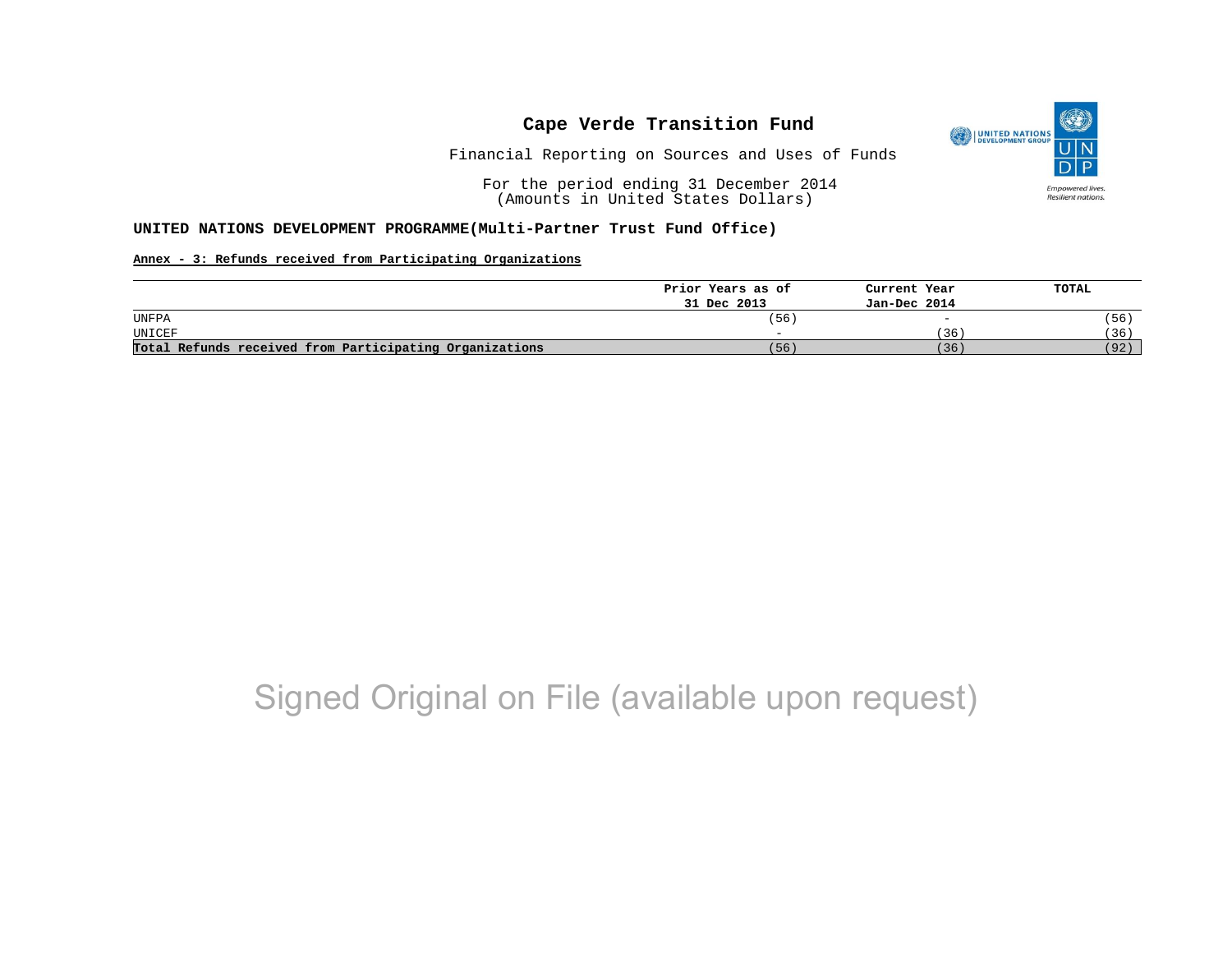# Cape Verde Transition Fund

Financial Reporting on Sources and Uses of Funds

For the period ending 31 December 2014
(Amounts in United States Dollars)

**UNITED NATIONS DEVELOPMENT PROGRAMME(Multi-Partner Trust Fund Office)**

**Annex - 3: Refunds received from Participating Organizations**

| | Prior Years as of 31 Dec 2013 | Current Year Jan-Dec 2014 | TOTAL |
|---|---|---|---|
| UNFPA | (56) | - | (56) |
| UNICEF | - | (36) | (36) |
| **Total Refunds received from Participating Organizations** | (56) | (36) | (92) |

Signed Original on File (available upon request)